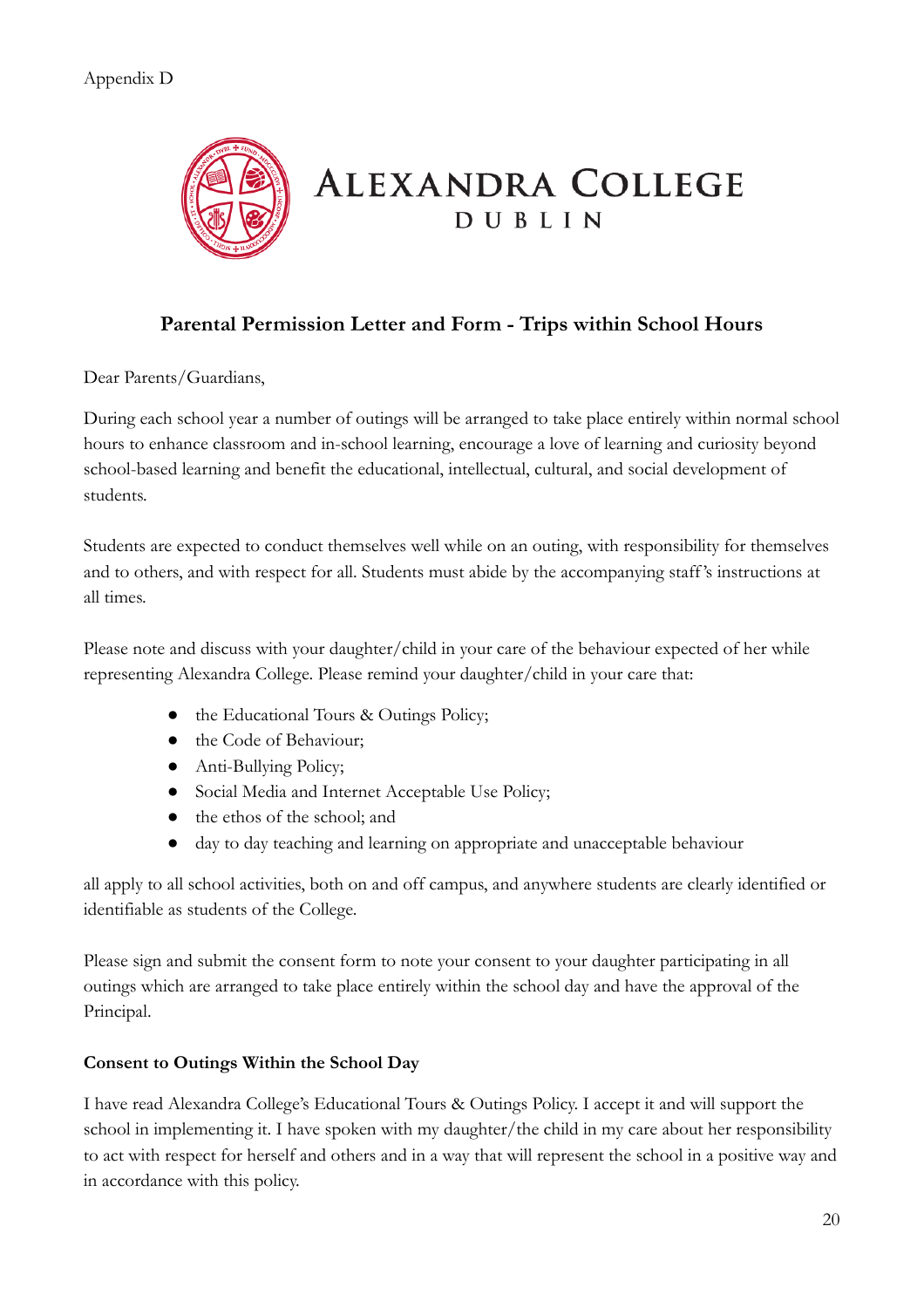Appendix D

ALEXANDRA COLLEGE
DUBLIN

## Parental Permission Letter and Form - Trips within School Hours

Dear Parents/Guardians,

During each school year a number of outings will be arranged to take place entirely within normal school hours to enhance classroom and in-school learning, encourage a love of learning and curiosity beyond school-based learning and benefit the educational, intellectual, cultural, and social development of students.

Students are expected to conduct themselves well while on an outing, with responsibility for themselves and to others, and with respect for all. Students must abide by the accompanying staff's instructions at all times.

Please note and discuss with your daughter/child in your care of the behaviour expected of her while representing Alexandra College. Please remind your daughter/child in your care that:

- the Educational Tours & Outings Policy;
- the Code of Behaviour;
- Anti-Bullying Policy;
- Social Media and Internet Acceptable Use Policy;
- the ethos of the school; and
- day to day teaching and learning on appropriate and unacceptable behaviour

all apply to all school activities, both on and off campus, and anywhere students are clearly identified or identifiable as students of the College.

Please sign and submit the consent form to note your consent to your daughter participating in all outings which are arranged to take place entirely within the school day and have the approval of the Principal.

### Consent to Outings Within the School Day

I have read Alexandra College's Educational Tours & Outings Policy. I accept it and will support the school in implementing it. I have spoken with my daughter/the child in my care about her responsibility to act with respect for herself and others and in a way that will represent the school in a positive way and in accordance with this policy.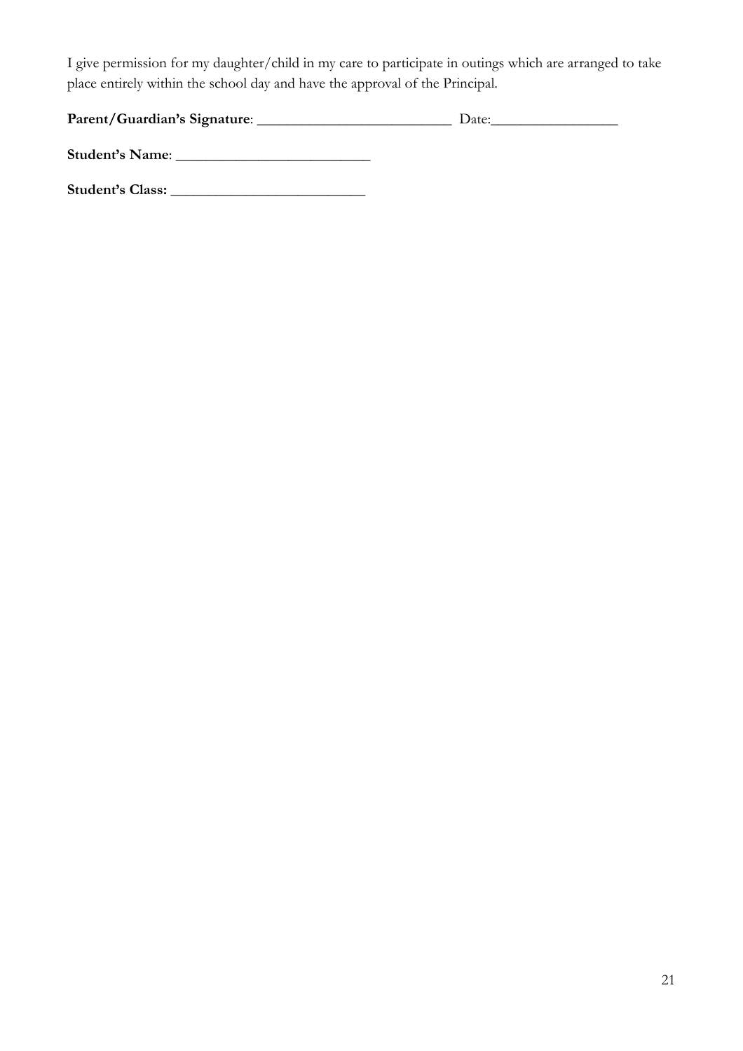I give permission for my daughter/child in my care to participate in outings which are arranged to take place entirely within the school day and have the approval of the Principal.

**Parent/Guardian's Signature**: ___________________________ Date:_________________

**Student's Name**: ___________________________

**Student's Class:** ___________________________